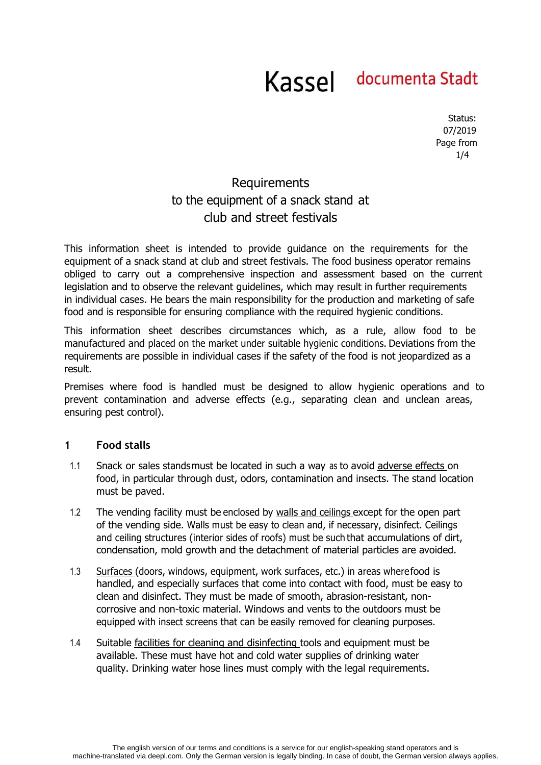Kassel documenta Stadt

Status: 07/2019

# Requirements to the equipment of a snack stand at club and street festivals

This information sheet is intended to provide guidance on the requirements for the equipment of a snack stand at club and street festivals. The food business operator remains obliged to carry out a comprehensive inspection and assessment based on the current legislation and to observe the relevant guidelines, which may result in further requirements in individual cases. He bears the main responsibility for the production and marketing of safe food and is responsible for ensuring compliance with the required hygienic conditions.

This information sheet describes circumstances which, as a rule, allow food to be manufactured and placed on the market under suitable hygienic conditions. Deviations from the requirements are possible in individual cases if the safety of the food is not jeopardized as a result.

Premises where food is handled must be designed to allow hygienic operations and to prevent contamination and adverse effects (e.g., separating clean and unclean areas, ensuring pest control).

## 1 Food stalls

1.1 Snack or sales stands must be located in such a way as to avoid adverse effects on food, in particular through dust, odors, contamination and insects. The stand location must be paved.

1.2 The vending facility must be enclosed by walls and ceilings except for the open part of the vending side. Walls must be easy to clean and, if necessary, disinfect. Ceilings and ceiling structures (interior sides of roofs) must be such that accumulations of dirt, condensation, mold growth and the detachment of material particles are avoided.

1.3 Surfaces (doors, windows, equipment, work surfaces, etc.) in areas where food is handled, and especially surfaces that come into contact with food, must be easy to clean and disinfect. They must be made of smooth, abrasion-resistant, non-corrosive and non-toxic material. Windows and vents to the outdoors must be equipped with insect screens that can be easily removed for cleaning purposes.

1.4 Suitable facilities for cleaning and disinfecting tools and equipment must be available. These must have hot and cold water supplies of drinking water quality. Drinking water hose lines must comply with the legal requirements.

The english version of our terms and conditions is a service for our english-speaking stand operators and is machine-translated via deepl.com. Only the German version is legally binding. In case of doubt, the German version always applies.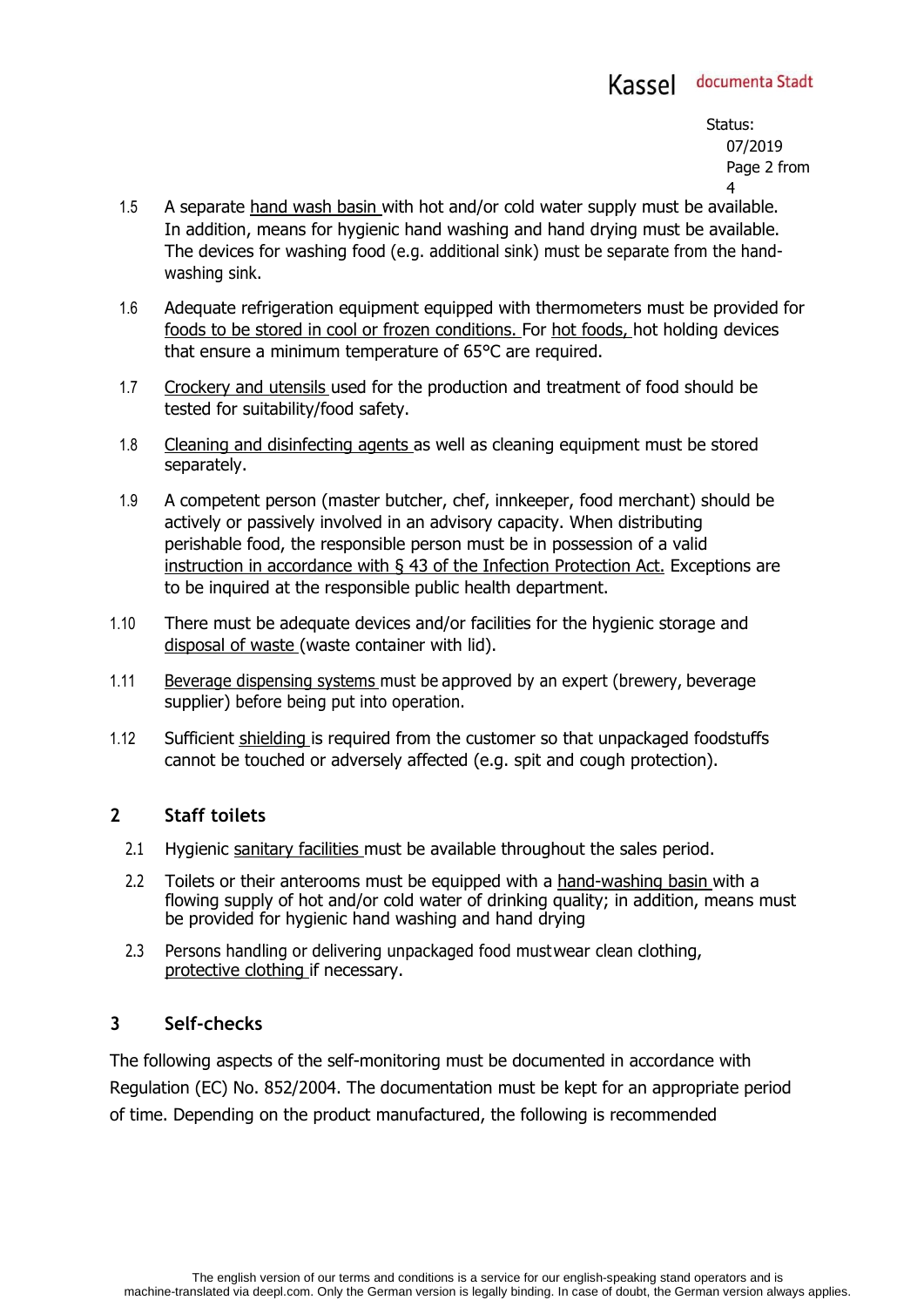1.5 A separate hand wash basin with hot and/or cold water supply must be available. In addition, means for hygienic hand washing and hand drying must be available. The devices for washing food (e.g. additional sink) must be separate from the hand-washing sink.

1.6 Adequate refrigeration equipment equipped with thermometers must be provided for foods to be stored in cool or frozen conditions. For hot foods, hot holding devices that ensure a minimum temperature of 65°C are required.

1.7 Crockery and utensils used for the production and treatment of food should be tested for suitability/food safety.

1.8 Cleaning and disinfecting agents as well as cleaning equipment must be stored separately.

1.9 A competent person (master butcher, chef, innkeeper, food merchant) should be actively or passively involved in an advisory capacity. When distributing perishable food, the responsible person must be in possession of a valid instruction in accordance with § 43 of the Infection Protection Act. Exceptions are to be inquired at the responsible public health department.

1.10 There must be adequate devices and/or facilities for the hygienic storage and disposal of waste (waste container with lid).

1.11 Beverage dispensing systems must be approved by an expert (brewery, beverage supplier) before being put into operation.

1.12 Sufficient shielding is required from the customer so that unpackaged foodstuffs cannot be touched or adversely affected (e.g. spit and cough protection).

## 2 Staff toilets

2.1 Hygienic sanitary facilities must be available throughout the sales period.

2.2 Toilets or their anterooms must be equipped with a hand-washing basin with a flowing supply of hot and/or cold water of drinking quality; in addition, means must be provided for hygienic hand washing and hand drying

2.3 Persons handling or delivering unpackaged food must wear clean clothing, protective clothing if necessary.

## 3 Self-checks

The following aspects of the self-monitoring must be documented in accordance with Regulation (EC) No. 852/2004. The documentation must be kept for an appropriate period of time. Depending on the product manufactured, the following is recommended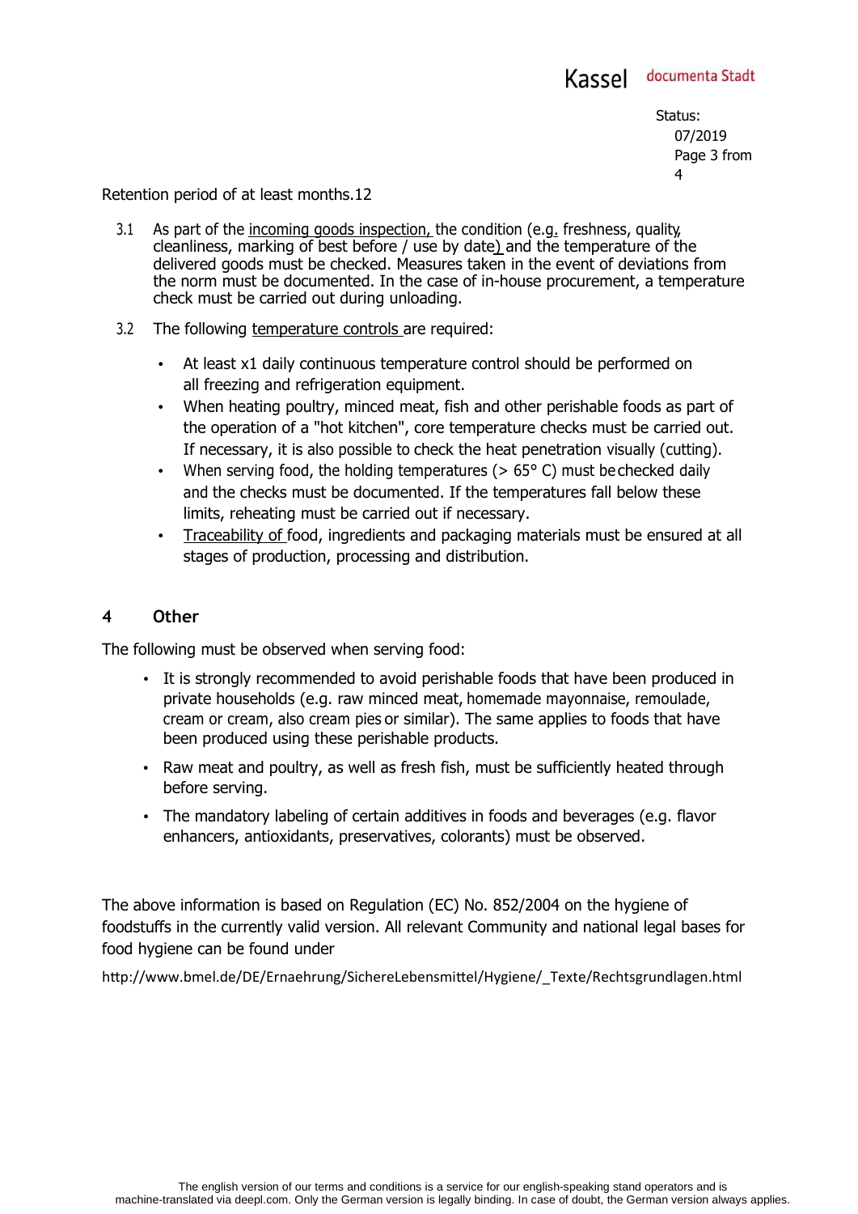Retention period of at least months.12

3.1 As part of the incoming goods inspection, the condition (e.g. freshness, quality, cleanliness, marking of best before / use by date) and the temperature of the delivered goods must be checked. Measures taken in the event of deviations from the norm must be documented. In the case of in-house procurement, a temperature check must be carried out during unloading.

3.2 The following temperature controls are required:

- At least x1 daily continuous temperature control should be performed on all freezing and refrigeration equipment.
- When heating poultry, minced meat, fish and other perishable foods as part of the operation of a "hot kitchen", core temperature checks must be carried out. If necessary, it is also possible to check the heat penetration visually (cutting).
- When serving food, the holding temperatures (> 65° C) must be checked daily and the checks must be documented. If the temperatures fall below these limits, reheating must be carried out if necessary.
- Traceability of food, ingredients and packaging materials must be ensured at all stages of production, processing and distribution.

## 4 Other

The following must be observed when serving food:

- It is strongly recommended to avoid perishable foods that have been produced in private households (e.g. raw minced meat, homemade mayonnaise, remoulade, cream or cream, also cream pies or similar). The same applies to foods that have been produced using these perishable products.
- Raw meat and poultry, as well as fresh fish, must be sufficiently heated through before serving.
- The mandatory labeling of certain additives in foods and beverages (e.g. flavor enhancers, antioxidants, preservatives, colorants) must be observed.

The above information is based on Regulation (EC) No. 852/2004 on the hygiene of foodstuffs in the currently valid version. All relevant Community and national legal bases for food hygiene can be found under

http://www.bmel.de/DE/Ernaehrung/SichereLebensmittel/Hygiene/_Texte/Rechtsgrundlagen.html

The english version of our terms and conditions is a service for our english-speaking stand operators and is machine-translated via deepl.com. Only the German version is legally binding. In case of doubt, the German version always applies.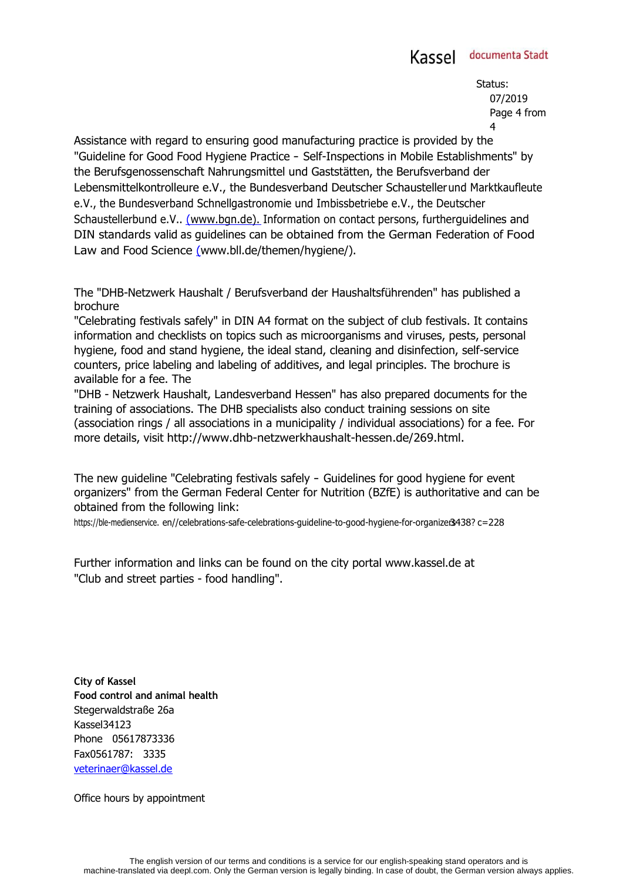Assistance with regard to ensuring good manufacturing practice is provided by the "Guideline for Good Food Hygiene Practice - Self-Inspections in Mobile Establishments" by the Berufsgenossenschaft Nahrungsmittel und Gaststätten, the Berufsverband der Lebensmittelkontrolleure e.V., the Bundesverband Deutscher Schausteller und Marktkaufleute e.V., the Bundesverband Schnellgastronomie und Imbissbetriebe e.V., the Deutscher Schaustellerbund e.V.. (www.bgn.de). Information on contact persons, further guidelines and DIN standards valid as guidelines can be obtained from the German Federation of Food Law and Food Science (www.bll.de/themen/hygiene/).

The "DHB-Netzwerk Haushalt / Berufsverband der Haushaltsführenden" has published a brochure "Celebrating festivals safely" in DIN A4 format on the subject of club festivals. It contains information and checklists on topics such as microorganisms and viruses, pests, personal hygiene, food and stand hygiene, the ideal stand, cleaning and disinfection, self-service counters, price labeling and labeling of additives, and legal principles. The brochure is available for a fee. The "DHB - Netzwerk Haushalt, Landesverband Hessen" has also prepared documents for the training of associations. The DHB specialists also conduct training sessions on site (association rings / all associations in a municipality / individual associations) for a fee. For more details, visit http://www.dhb-netzwerkhaushalt-hessen.de/269.html.

The new guideline "Celebrating festivals safely - Guidelines for good hygiene for event organizers" from the German Federal Center for Nutrition (BZfE) is authoritative and can be obtained from the following link:
https://ble-medienservice. en//celebrations-safe-celebrations-guideline-to-good-hygiene-for-organizers3438? c=228

Further information and links can be found on the city portal www.kassel.de at "Club and street parties - food handling".

**City of Kassel**
**Food control and animal health**
Stegerwaldstraße 26a
Kassel34123
Phone 05617873336
Fax0561787: 3335
veterinaer@kassel.de

Office hours by appointment

The english version of our terms and conditions is a service for our english-speaking stand operators and is machine-translated via deepl.com. Only the German version is legally binding. In case of doubt, the German version always applies.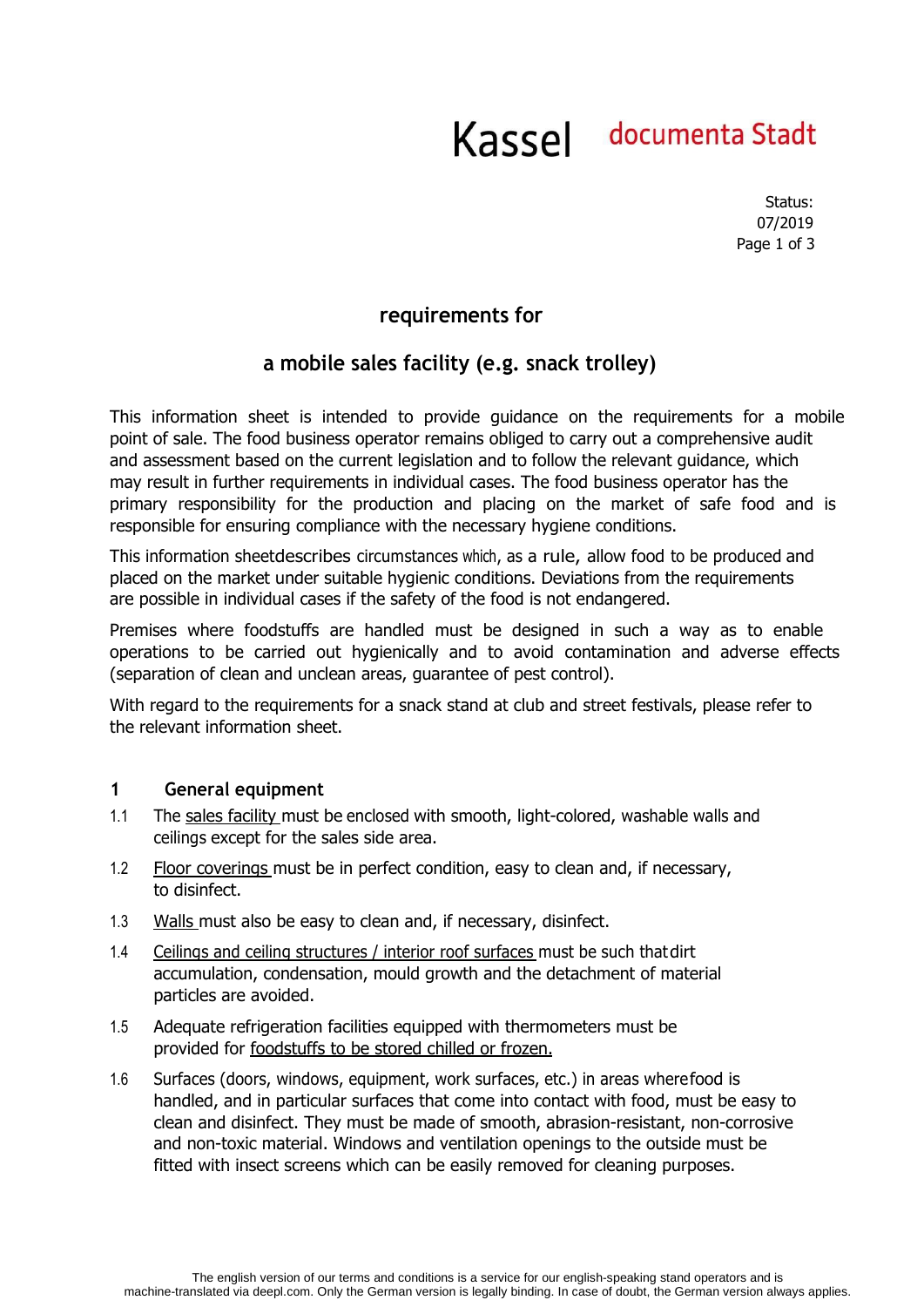Kassel documenta Stadt

Status: 07/2019

## requirements for

## a mobile sales facility (e.g. snack trolley)

This information sheet is intended to provide guidance on the requirements for a mobile point of sale. The food business operator remains obliged to carry out a comprehensive audit and assessment based on the current legislation and to follow the relevant guidance, which may result in further requirements in individual cases. The food business operator has the primary responsibility for the production and placing on the market of safe food and is responsible for ensuring compliance with the necessary hygiene conditions.

This information sheetdescribes circumstances which, as a rule, allow food to be produced and placed on the market under suitable hygienic conditions. Deviations from the requirements are possible in individual cases if the safety of the food is not endangered.

Premises where foodstuffs are handled must be designed in such a way as to enable operations to be carried out hygienically and to avoid contamination and adverse effects (separation of clean and unclean areas, guarantee of pest control).

With regard to the requirements for a snack stand at club and street festivals, please refer to the relevant information sheet.

### 1 General equipment

1.1 The sales facility must be enclosed with smooth, light-colored, washable walls and ceilings except for the sales side area.

1.2 Floor coverings must be in perfect condition, easy to clean and, if necessary, to disinfect.

1.3 Walls must also be easy to clean and, if necessary, disinfect.

1.4 Ceilings and ceiling structures / interior roof surfaces must be such that dirt accumulation, condensation, mould growth and the detachment of material particles are avoided.

1.5 Adequate refrigeration facilities equipped with thermometers must be provided for foodstuffs to be stored chilled or frozen.

1.6 Surfaces (doors, windows, equipment, work surfaces, etc.) in areas where food is handled, and in particular surfaces that come into contact with food, must be easy to clean and disinfect. They must be made of smooth, abrasion-resistant, non-corrosive and non-toxic material. Windows and ventilation openings to the outside must be fitted with insect screens which can be easily removed for cleaning purposes.

The english version of our terms and conditions is a service for our english-speaking stand operators and is machine-translated via deepl.com. Only the German version is legally binding. In case of doubt, the German version always applies.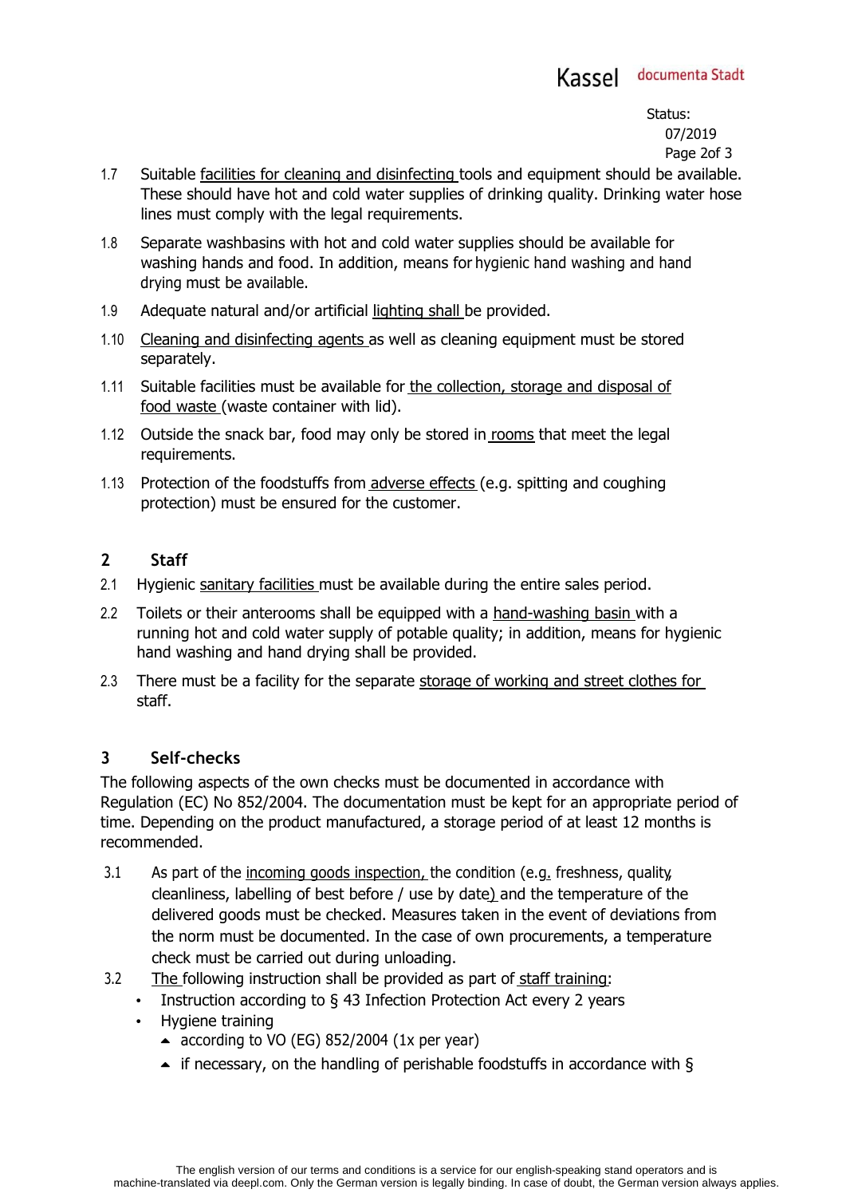1.7 Suitable facilities for cleaning and disinfecting tools and equipment should be available. These should have hot and cold water supplies of drinking quality. Drinking water hose lines must comply with the legal requirements.

1.8 Separate washbasins with hot and cold water supplies should be available for washing hands and food. In addition, means for hygienic hand washing and hand drying must be available.

1.9 Adequate natural and/or artificial lighting shall be provided.

1.10 Cleaning and disinfecting agents as well as cleaning equipment must be stored separately.

1.11 Suitable facilities must be available for the collection, storage and disposal of food waste (waste container with lid).

1.12 Outside the snack bar, food may only be stored in rooms that meet the legal requirements.

1.13 Protection of the foodstuffs from adverse effects (e.g. spitting and coughing protection) must be ensured for the customer.

## 2 Staff

2.1 Hygienic sanitary facilities must be available during the entire sales period.

2.2 Toilets or their anterooms shall be equipped with a hand-washing basin with a running hot and cold water supply of potable quality; in addition, means for hygienic hand washing and hand drying shall be provided.

2.3 There must be a facility for the separate storage of working and street clothes for staff.

## 3 Self-checks

The following aspects of the own checks must be documented in accordance with Regulation (EC) No 852/2004. The documentation must be kept for an appropriate period of time. Depending on the product manufactured, a storage period of at least 12 months is recommended.

3.1 As part of the incoming goods inspection, the condition (e.g. freshness, quality, cleanliness, labelling of best before / use by date) and the temperature of the delivered goods must be checked. Measures taken in the event of deviations from the norm must be documented. In the case of own procurements, a temperature check must be carried out during unloading.

3.2 The following instruction shall be provided as part of staff training:

- Instruction according to § 43 Infection Protection Act every 2 years
- Hygiene training
  - according to VO (EG) 852/2004 (1x per year)
  - if necessary, on the handling of perishable foodstuffs in accordance with §

The english version of our terms and conditions is a service for our english-speaking stand operators and is machine-translated via deepl.com. Only the German version is legally binding. In case of doubt, the German version always applies.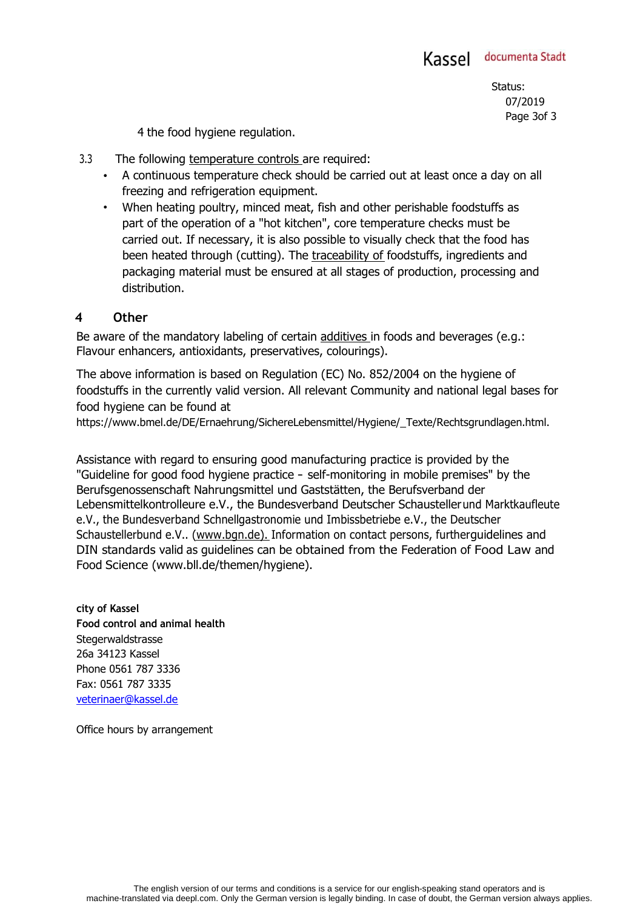4 the food hygiene regulation.

3.3 The following temperature controls are required:

- A continuous temperature check should be carried out at least once a day on all freezing and refrigeration equipment.
- When heating poultry, minced meat, fish and other perishable foodstuffs as part of the operation of a "hot kitchen", core temperature checks must be carried out. If necessary, it is also possible to visually check that the food has been heated through (cutting). The traceability of foodstuffs, ingredients and packaging material must be ensured at all stages of production, processing and distribution.

## 4 Other

Be aware of the mandatory labeling of certain additives in foods and beverages (e.g.: Flavour enhancers, antioxidants, preservatives, colourings).

The above information is based on Regulation (EC) No. 852/2004 on the hygiene of foodstuffs in the currently valid version. All relevant Community and national legal bases for food hygiene can be found at https://www.bmel.de/DE/Ernaehrung/SichereLebensmittel/Hygiene/_Texte/Rechtsgrundlagen.html.

Assistance with regard to ensuring good manufacturing practice is provided by the "Guideline for good food hygiene practice - self-monitoring in mobile premises" by the Berufsgenossenschaft Nahrungsmittel und Gaststätten, the Berufsverband der Lebensmittelkontrolleure e.V., the Bundesverband Deutscher Schausteller und Marktkaufleute e.V., the Bundesverband Schnellgastronomie und Imbissbetriebe e.V., the Deutscher Schaustellerbund e.V.. (www.bgn.de). Information on contact persons, furtherguidelines and DIN standards valid as guidelines can be obtained from the Federation of Food Law and Food Science (www.bll.de/themen/hygiene).

**city of Kassel**
**Food control and animal health**
Stegerwaldstrasse
26a 34123 Kassel
Phone 0561 787 3336
Fax: 0561 787 3335
veterinaer@kassel.de

Office hours by arrangement

The english version of our terms and conditions is a service for our english-speaking stand operators and is machine-translated via deepl.com. Only the German version is legally binding. In case of doubt, the German version always applies.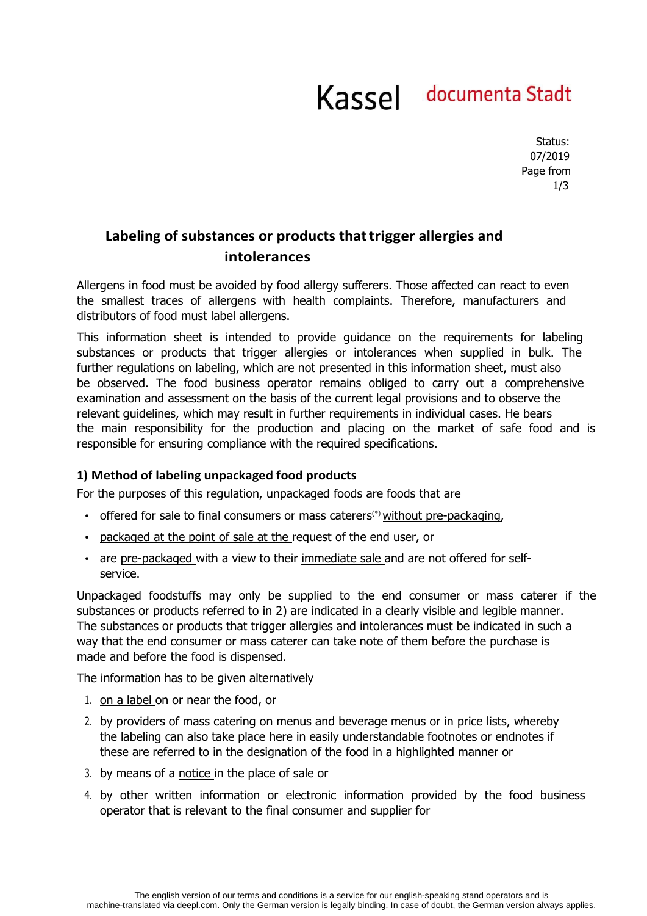# Labeling of substances or products that trigger allergies and intolerances

Allergens in food must be avoided by food allergy sufferers. Those affected can react to even the smallest traces of allergens with health complaints. Therefore, manufacturers and distributors of food must label allergens.

This information sheet is intended to provide guidance on the requirements for labeling substances or products that trigger allergies or intolerances when supplied in bulk. The further regulations on labeling, which are not presented in this information sheet, must also be observed. The food business operator remains obliged to carry out a comprehensive examination and assessment on the basis of the current legal provisions and to observe the relevant guidelines, which may result in further requirements in individual cases. He bears the main responsibility for the production and placing on the market of safe food and is responsible for ensuring compliance with the required specifications.

### 1) Method of labeling unpackaged food products

For the purposes of this regulation, unpackaged foods are foods that are

- offered for sale to final consumers or mass caterers(*) without pre-packaging,
- packaged at the point of sale at the request of the end user, or
- are pre-packaged with a view to their immediate sale and are not offered for self-service.

Unpackaged foodstuffs may only be supplied to the end consumer or mass caterer if the substances or products referred to in 2) are indicated in a clearly visible and legible manner. The substances or products that trigger allergies and intolerances must be indicated in such a way that the end consumer or mass caterer can take note of them before the purchase is made and before the food is dispensed.

The information has to be given alternatively

1. on a label on or near the food, or
2. by providers of mass catering on menus and beverage menus or in price lists, whereby the labeling can also take place here in easily understandable footnotes or endnotes if these are referred to in the designation of the food in a highlighted manner or
3. by means of a notice in the place of sale or
4. by other written information or electronic information provided by the food business operator that is relevant to the final consumer and supplier for

The english version of our terms and conditions is a service for our english-speaking stand operators and is machine-translated via deepl.com. Only the German version is legally binding. In case of doubt, the German version always applies.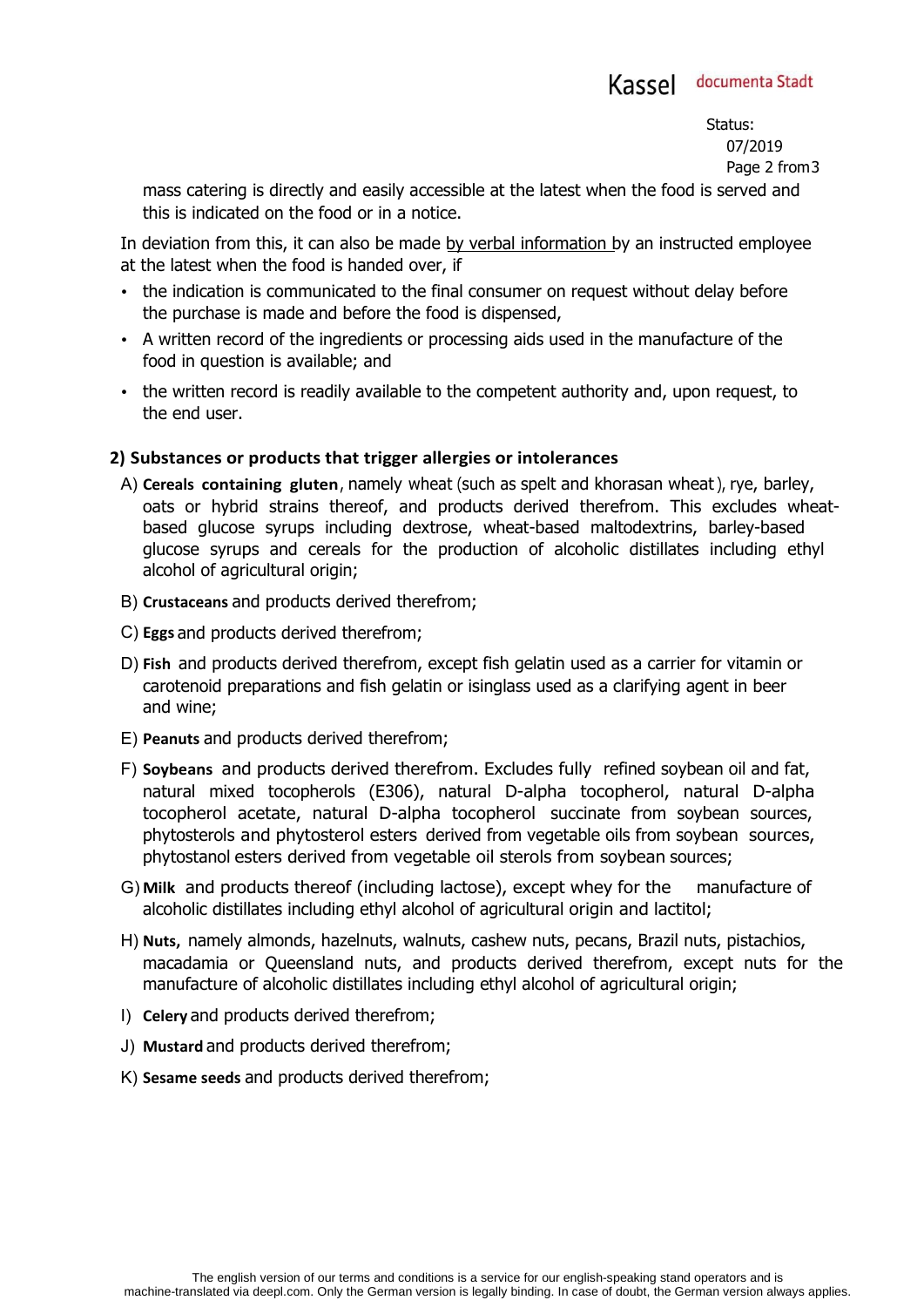mass catering is directly and easily accessible at the latest when the food is served and this is indicated on the food or in a notice.

In deviation from this, it can also be made by verbal information by an instructed employee at the latest when the food is handed over, if

- the indication is communicated to the final consumer on request without delay before the purchase is made and before the food is dispensed,
- A written record of the ingredients or processing aids used in the manufacture of the food in question is available; and
- the written record is readily available to the competent authority and, upon request, to the end user.

**2) Substances or products that trigger allergies or intolerances**

A) **Cereals containing gluten**, namely wheat (such as spelt and khorasan wheat), rye, barley, oats or hybrid strains thereof, and products derived therefrom. This excludes wheat-based glucose syrups including dextrose, wheat-based maltodextrins, barley-based glucose syrups and cereals for the production of alcoholic distillates including ethyl alcohol of agricultural origin;

B) **Crustaceans** and products derived therefrom;

C) **Eggs** and products derived therefrom;

D) **Fish** and products derived therefrom, except fish gelatin used as a carrier for vitamin or carotenoid preparations and fish gelatin or isinglass used as a clarifying agent in beer and wine;

E) **Peanuts** and products derived therefrom;

F) **Soybeans** and products derived therefrom. Excludes fully refined soybean oil and fat, natural mixed tocopherols (E306), natural D-alpha tocopherol, natural D-alpha tocopherol acetate, natural D-alpha tocopherol succinate from soybean sources, phytosterols and phytosterol esters derived from vegetable oils from soybean sources, phytostanol esters derived from vegetable oil sterols from soybean sources;

G) **Milk** and products thereof (including lactose), except whey for the manufacture of alcoholic distillates including ethyl alcohol of agricultural origin and lactitol;

H) **Nuts,** namely almonds, hazelnuts, walnuts, cashew nuts, pecans, Brazil nuts, pistachios, macadamia or Queensland nuts, and products derived therefrom, except nuts for the manufacture of alcoholic distillates including ethyl alcohol of agricultural origin;

I) **Celery** and products derived therefrom;

J) **Mustard** and products derived therefrom;

K) **Sesame seeds** and products derived therefrom;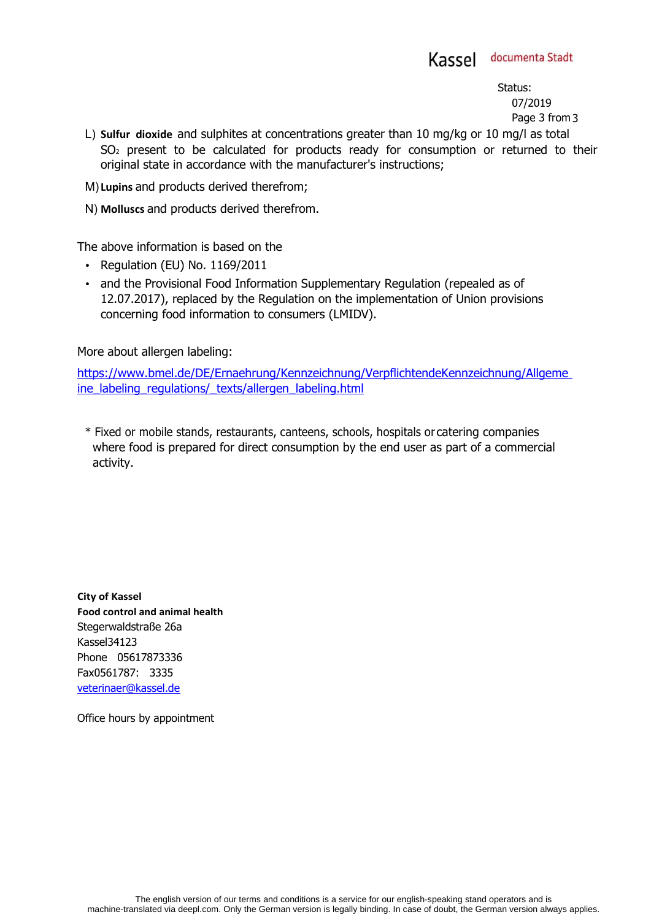L) **Sulfur dioxide** and sulphites at concentrations greater than 10 mg/kg or 10 mg/l as total $SO_2$ present to be calculated for products ready for consumption or returned to their original state in accordance with the manufacturer's instructions;

M) **Lupins** and products derived therefrom;

N) **Molluscs** and products derived therefrom.

The above information is based on the

- Regulation (EU) No. 1169/2011
- and the Provisional Food Information Supplementary Regulation (repealed as of 12.07.2017), replaced by the Regulation on the implementation of Union provisions concerning food information to consumers (LMIDV).

More about allergen labeling:

[https://www.bmel.de/DE/Ernaehrung/Kennzeichnung/VerpflichtendeKennzeichnung/Allgemeine_labeling_regulations/_texts/allergen_labeling.html](https://www.bmel.de/DE/Ernaehrung/Kennzeichnung/VerpflichtendeKennzeichnung/Allgemeine_labeling_regulations/_texts/allergen_labeling.html)

\* Fixed or mobile stands, restaurants, canteens, schools, hospitals or catering companies where food is prepared for direct consumption by the end user as part of a commercial activity.

**City of Kassel**
**Food control and animal health**
Stegerwaldstraße 26a
Kassel34123
Phone 05617873336
Fax0561787: 3335
[veterinaer@kassel.de](mailto:veterinaer@kassel.de)

Office hours by appointment

The english version of our terms and conditions is a service for our english-speaking stand operators and is machine-translated via deepl.com. Only the German version is legally binding. In case of doubt, the German version always applies.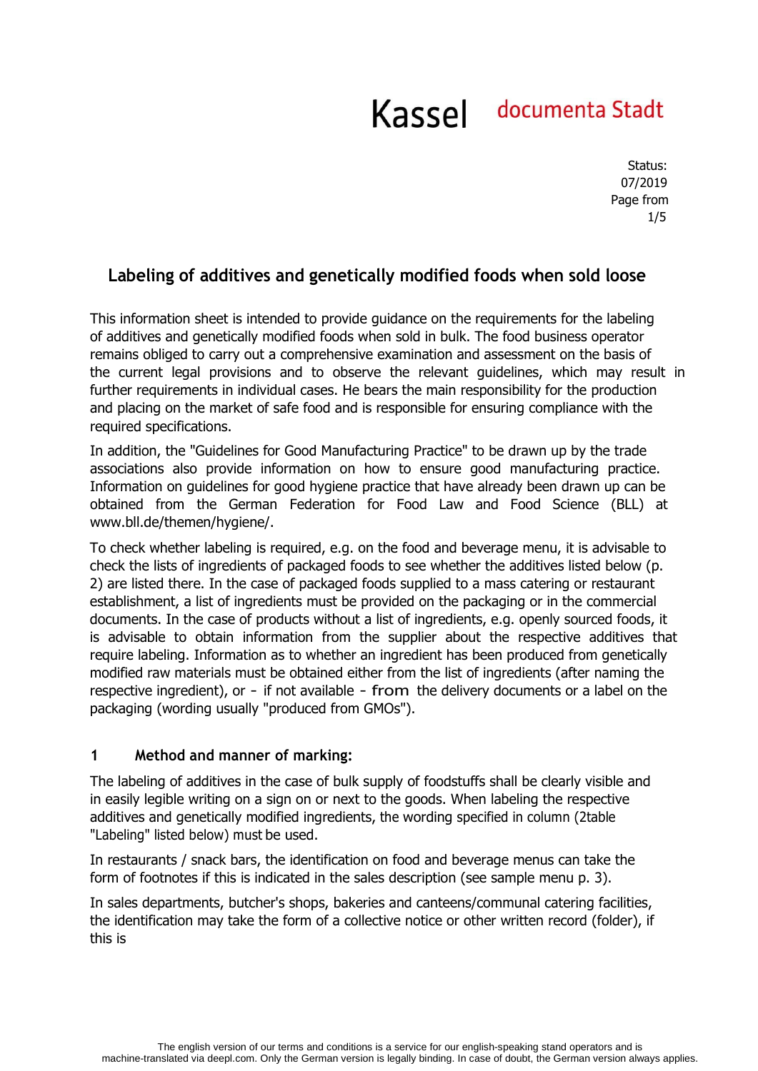# Labeling of additives and genetically modified foods when sold loose

This information sheet is intended to provide guidance on the requirements for the labeling of additives and genetically modified foods when sold in bulk. The food business operator remains obliged to carry out a comprehensive examination and assessment on the basis of the current legal provisions and to observe the relevant guidelines, which may result in further requirements in individual cases. He bears the main responsibility for the production and placing on the market of safe food and is responsible for ensuring compliance with the required specifications.

In addition, the "Guidelines for Good Manufacturing Practice" to be drawn up by the trade associations also provide information on how to ensure good manufacturing practice. Information on guidelines for good hygiene practice that have already been drawn up can be obtained from the German Federation for Food Law and Food Science (BLL) at www.bll.de/themen/hygiene/.

To check whether labeling is required, e.g. on the food and beverage menu, it is advisable to check the lists of ingredients of packaged foods to see whether the additives listed below (p. 2) are listed there. In the case of packaged foods supplied to a mass catering or restaurant establishment, a list of ingredients must be provided on the packaging or in the commercial documents. In the case of products without a list of ingredients, e.g. openly sourced foods, it is advisable to obtain information from the supplier about the respective additives that require labeling. Information as to whether an ingredient has been produced from genetically modified raw materials must be obtained either from the list of ingredients (after naming the respective ingredient), or - if not available - from the delivery documents or a label on the packaging (wording usually "produced from GMOs").

## 1 Method and manner of marking:

The labeling of additives in the case of bulk supply of foodstuffs shall be clearly visible and in easily legible writing on a sign on or next to the goods. When labeling the respective additives and genetically modified ingredients, the wording specified in column (2table "Labeling" listed below) must be used.

In restaurants / snack bars, the identification on food and beverage menus can take the form of footnotes if this is indicated in the sales description (see sample menu p. 3).

In sales departments, butcher's shops, bakeries and canteens/communal catering facilities, the identification may take the form of a collective notice or other written record (folder), if this is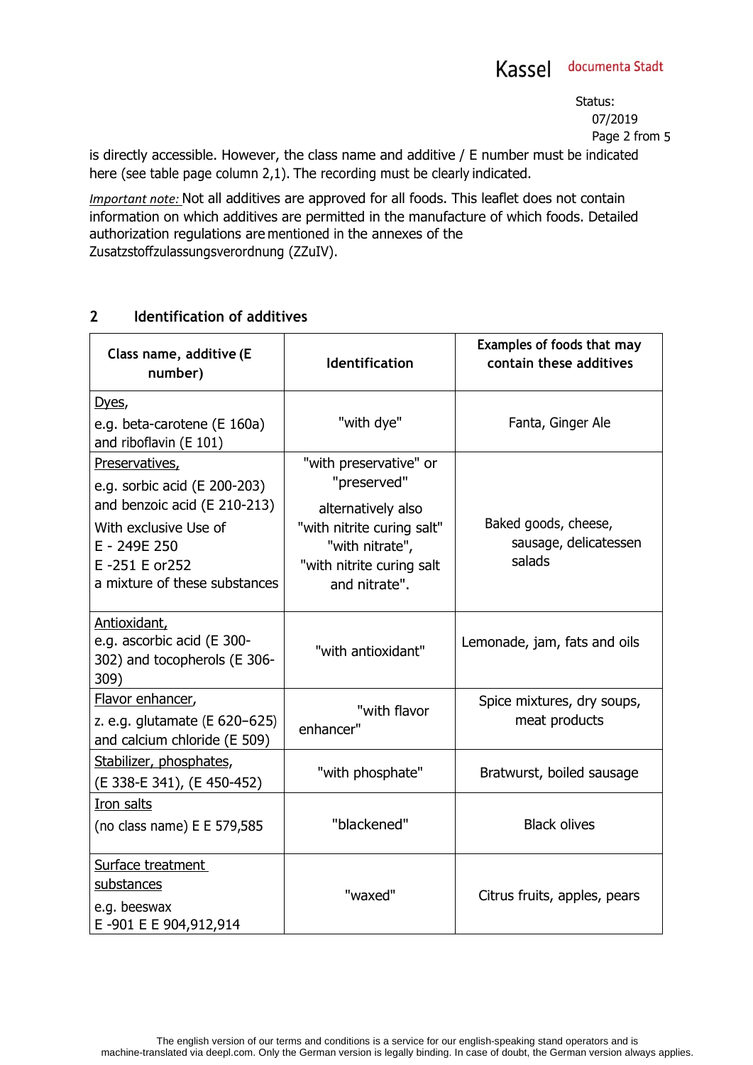is directly accessible. However, the class name and additive / E number must be indicated here (see table page column 2,1). The recording must be clearly indicated.

*Important note:* Not all additives are approved for all foods. This leaflet does not contain information on which additives are permitted in the manufacture of which foods. Detailed authorization regulations are mentioned in the annexes of the Zusatzstoffzulassungsverordnung (ZZuIV).

## 2 Identification of additives

| Class name, additive (E number) | Identification | Examples of foods that may contain these additives |
|---|---|---|
| Dyes,<br>e.g. beta-carotene (E 160a) and riboflavin (E 101) | "with dye" | Fanta, Ginger Ale |
| Preservatives,<br>e.g. sorbic acid (E 200-203) and benzoic acid (E 210-213)<br>With exclusive Use of E - 249E 250 E -251 E or252 a mixture of these substances | "with preservative" or "preserved"<br>alternatively also "with nitrite curing salt" "with nitrate", "with nitrite curing salt and nitrate". | Baked goods, cheese, sausage, delicatessen salads |
| Antioxidant,<br>e.g. ascorbic acid (E 300-302) and tocopherols (E 306-309) | "with antioxidant" | Lemonade, jam, fats and oils |
| Flavor enhancer,<br>z. e.g. glutamate (E 620–625) and calcium chloride (E 509) | "with flavor enhancer" | Spice mixtures, dry soups, meat products |
| Stabilizer, phosphates,<br>(E 338-E 341), (E 450-452) | "with phosphate" | Bratwurst, boiled sausage |
| Iron salts<br>(no class name) E E 579,585 | "blackened" | Black olives |
| Surface treatment substances<br>e.g. beeswax<br>E -901 E E 904,912,914 | "waxed" | Citrus fruits, apples, pears |

The english version of our terms and conditions is a service for our english-speaking stand operators and is machine-translated via deepl.com. Only the German version is legally binding. In case of doubt, the German version always applies.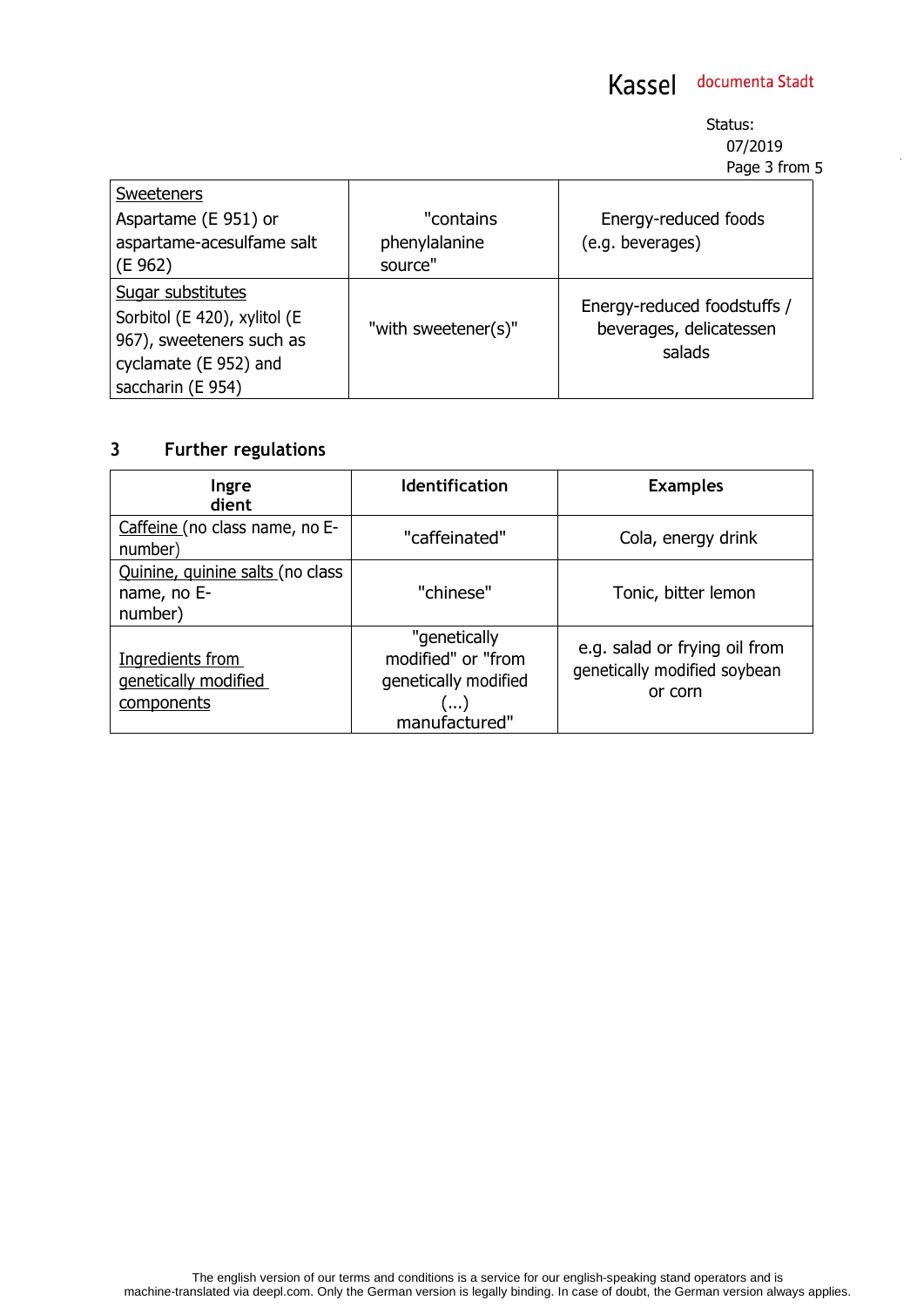| Sweeteners Aspartame (E 951) or aspartame-acesulfame salt (E 962) | "contains phenylalanine source" | Energy-reduced foods (e.g. beverages) |
|---|---|---|
| Sugar substitutes Sorbitol (E 420), xylitol (E 967), sweeteners such as cyclamate (E 952) and saccharin (E 954) | "with sweetener(s)" | Energy-reduced foodstuffs / beverages, delicatessen salads |

## 3 Further regulations

| Ingredient | Identification | Examples |
|---|---|---|
| Caffeine (no class name, no E-number) | "caffeinated" | Cola, energy drink |
| Quinine, quinine salts (no class name, no E-number) | "chinese" | Tonic, bitter lemon |
| Ingredients from genetically modified components | "genetically modified" or "from genetically modified (...) manufactured" | e.g. salad or frying oil from genetically modified soybean or corn |

The english version of our terms and conditions is a service for our english-speaking stand operators and is machine-translated via deepl.com. Only the German version is legally binding. In case of doubt, the German version always applies.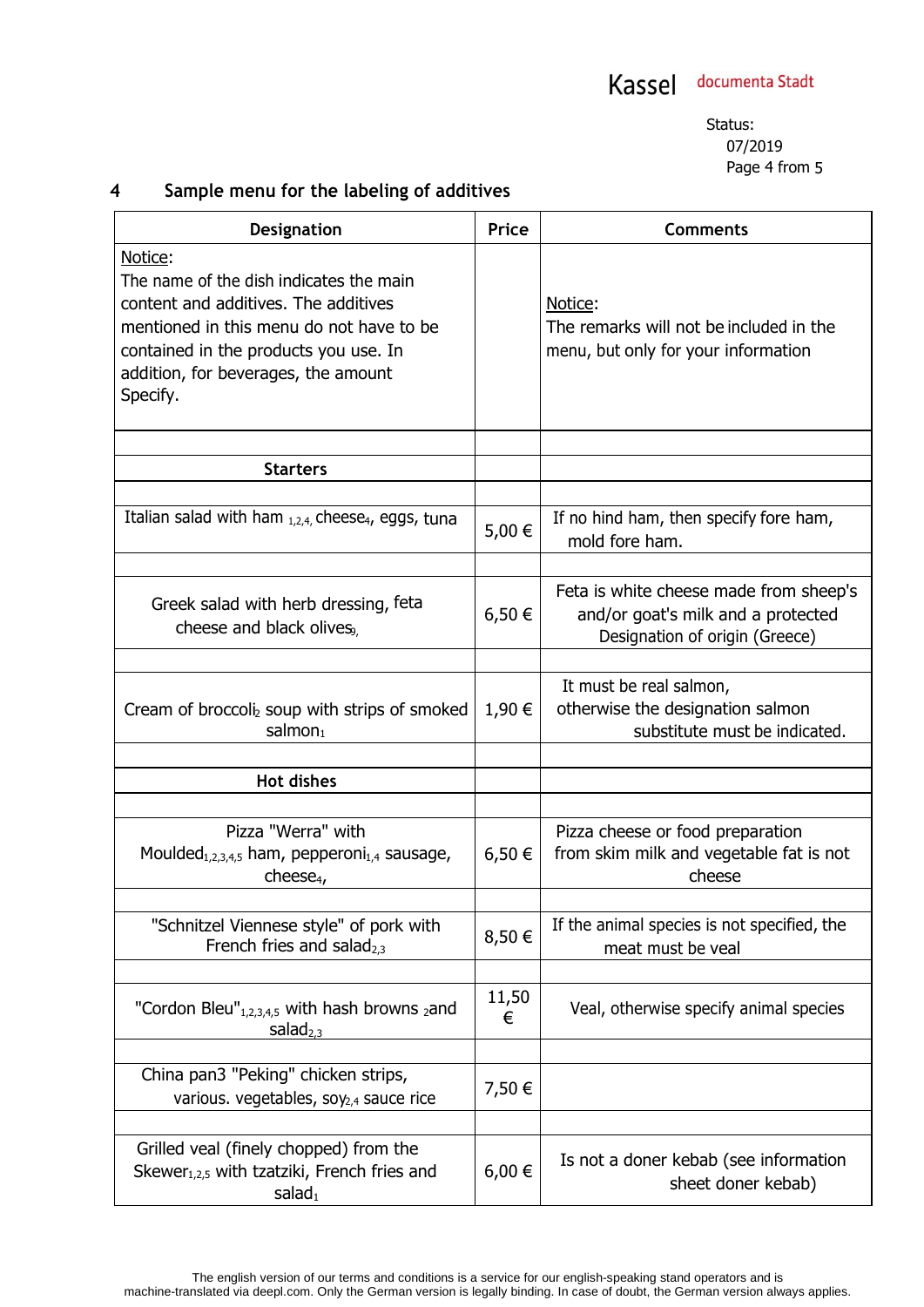## 4 Sample menu for the labeling of additives

| Designation | Price | Comments |
|---|---|---|
| Notice:<br>The name of the dish indicates the main content and additives. The additives mentioned in this menu do not have to be contained in the products you use. In addition, for beverages, the amount Specify. | | Notice:<br>The remarks will not be included in the menu, but only for your information |
| | | |
| **Starters** | | |
| | | |
| Italian salad with ham $_{1,2,4,}$ cheese$_4$, eggs, tuna | 5,00 € | If no hind ham, then specify fore ham, mold fore ham. |
| | | |
| Greek salad with herb dressing, feta cheese and black olives$_{9,}$ | 6,50 € | Feta is white cheese made from sheep's and/or goat's milk and a protected Designation of origin (Greece) |
| | | |
| Cream of broccoli$_2$ soup with strips of smoked salmon$_1$ | 1,90 € | It must be real salmon, otherwise the designation salmon substitute must be indicated. |
| | | |
| **Hot dishes** | | |
| | | |
| Pizza "Werra" with Moulded$_{1,2,3,4,5}$ ham, pepperoni$_{1,4}$ sausage, cheese$_4$, | 6,50 € | Pizza cheese or food preparation from skim milk and vegetable fat is not cheese |
| | | |
| "Schnitzel Viennese style" of pork with French fries and salad$_{2,3}$ | 8,50 € | If the animal species is not specified, the meat must be veal |
| | | |
| "Cordon Bleu"$_{1,2,3,4,5}$ with hash browns $_2$and salad$_{2,3}$ | 11,50 € | Veal, otherwise specify animal species |
| | | |
| China pan3 "Peking" chicken strips, various. vegetables, soy$_{2,4}$ sauce rice | 7,50 € | |
| | | |
| Grilled veal (finely chopped) from the Skewer$_{1,2,5}$ with tzatziki, French fries and salad$_1$ | 6,00 € | Is not a doner kebab (see information sheet doner kebab) |

The english version of our terms and conditions is a service for our english-speaking stand operators and is machine-translated via deepl.com. Only the German version is legally binding. In case of doubt, the German version always applies.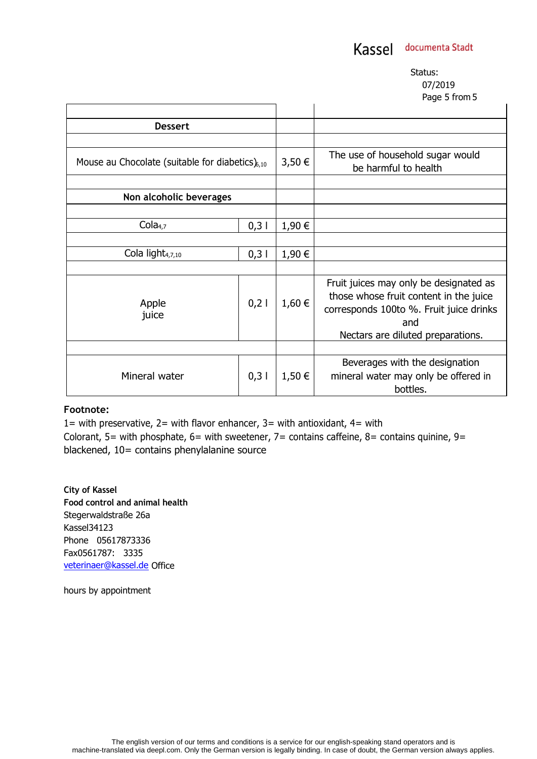Kassel documenta Stadt

Status:
07/2019

| | | | |
|---|---|---|---|
| | | | |
| **Dessert** | | | |
| | | | |
| Mouse au Chocolate (suitable for diabetics)[6,10] | | 3,50 € | The use of household sugar would be harmful to health |
| | | | |
| **Non alcoholic beverages** | | | |
| | | | |
| Cola[4,7] | 0,3 l | 1,90 € | |
| | | | |
| Cola light[4,7,10] | 0,3 l | 1,90 € | |
| | | | |
| Apple juice | 0,2 l | 1,60 € | Fruit juices may only be designated as those whose fruit content in the juice corresponds 100to %. Fruit juice drinks and Nectars are diluted preparations. |
| | | | |
| Mineral water | 0,3 l | 1,50 € | Beverages with the designation mineral water may only be offered in bottles. |

**Footnote:**
1= with preservative, 2= with flavor enhancer, 3= with antioxidant, 4= with Colorant, 5= with phosphate, 6= with sweetener, 7= contains caffeine, 8= contains quinine, 9= blackened, 10= contains phenylalanine source

**City of Kassel**
**Food control and animal health**
Stegerwaldstraße 26a
Kassel34123
Phone 05617873336
Fax0561787: 3335
veterinaer@kassel.de Office

hours by appointment

The english version of our terms and conditions is a service for our english-speaking stand operators and is machine-translated via deepl.com. Only the German version is legally binding. In case of doubt, the German version always applies.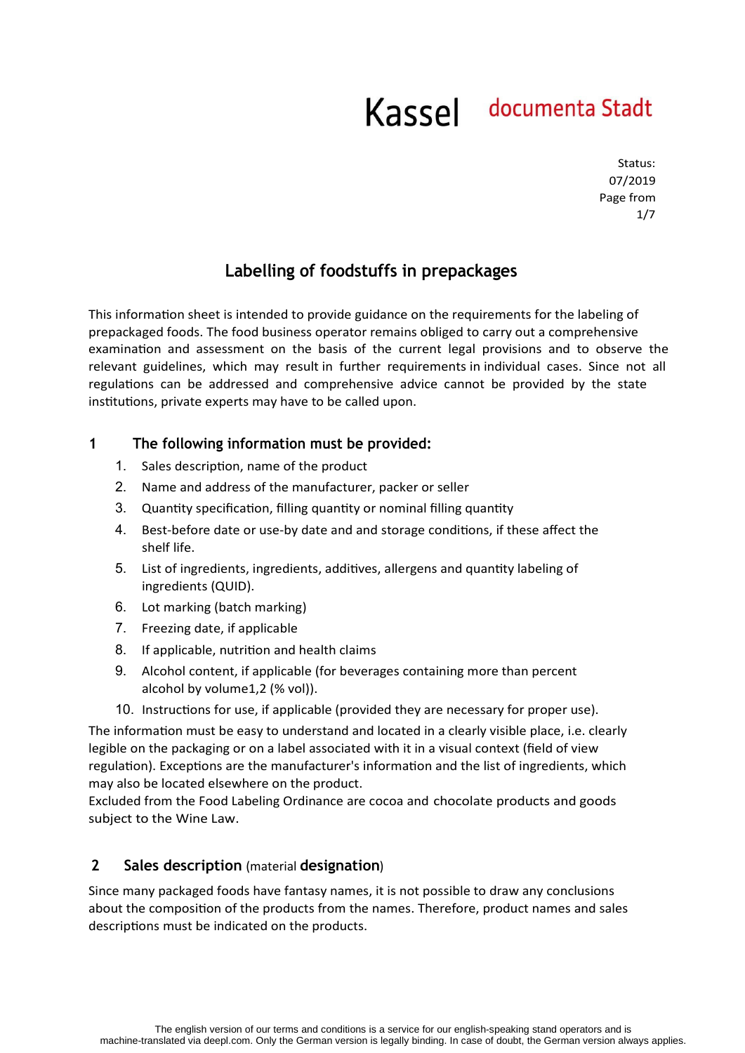Status: 07/2019 Page from 1/7

# Labelling of foodstuffs in prepackages

This information sheet is intended to provide guidance on the requirements for the labeling of prepackaged foods. The food business operator remains obliged to carry out a comprehensive examination and assessment on the basis of the current legal provisions and to observe the relevant guidelines, which may result in further requirements in individual cases. Since not all regulations can be addressed and comprehensive advice cannot be provided by the state institutions, private experts may have to be called upon.

## 1 The following information must be provided:

1. Sales description, name of the product
2. Name and address of the manufacturer, packer or seller
3. Quantity specification, filling quantity or nominal filling quantity
4. Best-before date or use-by date and and storage conditions, if these affect the shelf life.
5. List of ingredients, ingredients, additives, allergens and quantity labeling of ingredients (QUID).
6. Lot marking (batch marking)
7. Freezing date, if applicable
8. If applicable, nutrition and health claims
9. Alcohol content, if applicable (for beverages containing more than percent alcohol by volume1,2 (% vol)).
10. Instructions for use, if applicable (provided they are necessary for proper use).

The information must be easy to understand and located in a clearly visible place, i.e. clearly legible on the packaging or on a label associated with it in a visual context (field of view regulation). Exceptions are the manufacturer's information and the list of ingredients, which may also be located elsewhere on the product.
Excluded from the Food Labeling Ordinance are cocoa and chocolate products and goods subject to the Wine Law.

## 2 Sales description (material designation)

Since many packaged foods have fantasy names, it is not possible to draw any conclusions about the composition of the products from the names. Therefore, product names and sales descriptions must be indicated on the products.

The english version of our terms and conditions is a service for our english-speaking stand operators and is machine-translated via deepl.com. Only the German version is legally binding. In case of doubt, the German version always applies.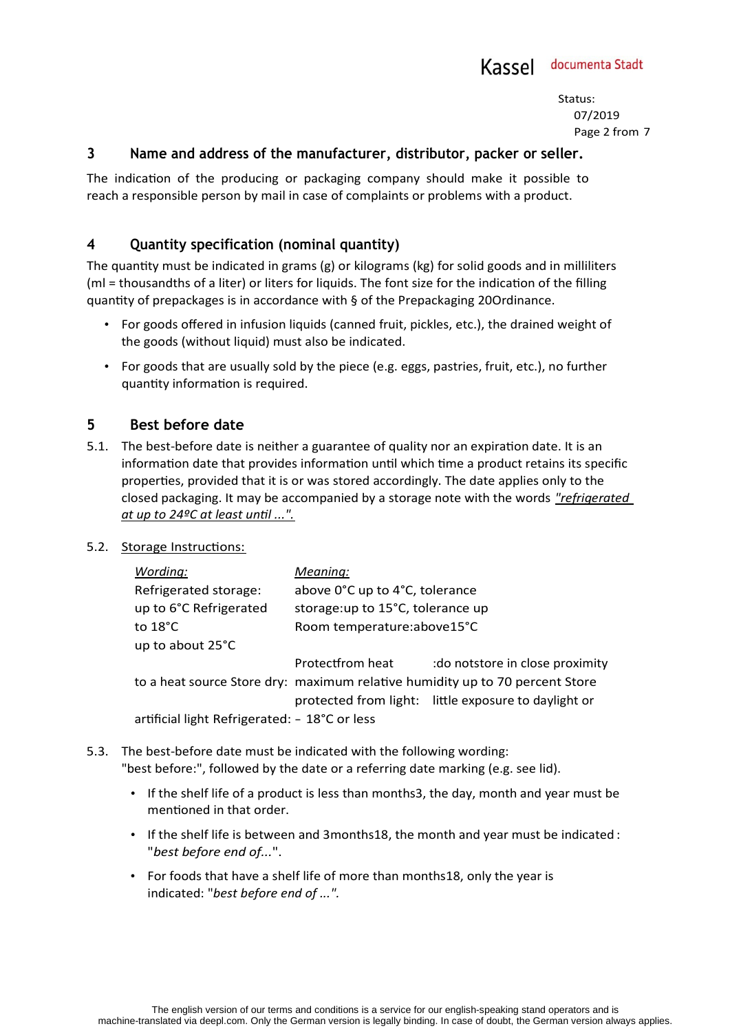## 3 Name and address of the manufacturer, distributor, packer or seller.

The indication of the producing or packaging company should make it possible to reach a responsible person by mail in case of complaints or problems with a product.

## 4 Quantity specification (nominal quantity)

The quantity must be indicated in grams (g) or kilograms (kg) for solid goods and in milliliters (ml = thousandths of a liter) or liters for liquids. The font size for the indication of the filling quantity of prepackages is in accordance with § of the Prepackaging 20Ordinance.

- For goods offered in infusion liquids (canned fruit, pickles, etc.), the drained weight of the goods (without liquid) must also be indicated.
- For goods that are usually sold by the piece (e.g. eggs, pastries, fruit, etc.), no further quantity information is required.

## 5 Best before date

5.1. The best-before date is neither a guarantee of quality nor an expiration date. It is an information date that provides information until which time a product retains its specific properties, provided that it is or was stored accordingly. The date applies only to the closed packaging. It may be accompanied by a storage note with the words *"refrigerated at up to 24ºC at least until ..."*.

5.2. Storage Instructions:

| *Wording:* | *Meaning:* |
|---|---|
| Refrigerated storage: | above 0°C up to 4°C, tolerance |
| up to 6°C Refrigerated | storage:up to 15°C, tolerance up |
| to 18°C | Room temperature:above15°C |
| up to about 25°C | |
| | Protectfrom heat :do notstore in close proximity |
| to a heat source Store dry: | maximum relative humidity up to 70 percent Store |
| | protected from light: little exposure to daylight or |
| artificial light Refrigerated: | – 18°C or less |

5.3. The best-before date must be indicated with the following wording: "best before:", followed by the date or a referring date marking (e.g. see lid).

- If the shelf life of a product is less than months3, the day, month and year must be mentioned in that order.
- If the shelf life is between and 3months18, the month and year must be indicated : "*best before end of...*".
- For foods that have a shelf life of more than months18, only the year is indicated: "*best before end of ...".*

The english version of our terms and conditions is a service for our english-speaking stand operators and is machine-translated via deepl.com. Only the German version is legally binding. In case of doubt, the German version always applies.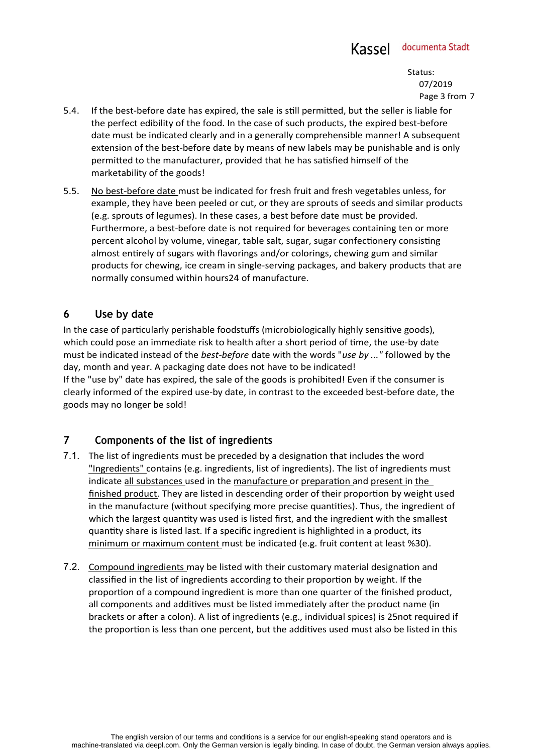5.4. If the best-before date has expired, the sale is still permitted, but the seller is liable for the perfect edibility of the food. In the case of such products, the expired best-before date must be indicated clearly and in a generally comprehensible manner! A subsequent extension of the best-before date by means of new labels may be punishable and is only permitted to the manufacturer, provided that he has satisfied himself of the marketability of the goods!

5.5. No best-before date must be indicated for fresh fruit and fresh vegetables unless, for example, they have been peeled or cut, or they are sprouts of seeds and similar products (e.g. sprouts of legumes). In these cases, a best before date must be provided. Furthermore, a best-before date is not required for beverages containing ten or more percent alcohol by volume, vinegar, table salt, sugar, sugar confectionery consisting almost entirely of sugars with flavorings and/or colorings, chewing gum and similar products for chewing, ice cream in single-serving packages, and bakery products that are normally consumed within hours24 of manufacture.

## 6 Use by date

In the case of particularly perishable foodstuffs (microbiologically highly sensitive goods), which could pose an immediate risk to health after a short period of time, the use-by date must be indicated instead of the *best-before* date with the words "*use by ...*" followed by the day, month and year. A packaging date does not have to be indicated!
If the "use by" date has expired, the sale of the goods is prohibited! Even if the consumer is clearly informed of the expired use-by date, in contrast to the exceeded best-before date, the goods may no longer be sold!

## 7 Components of the list of ingredients

7.1. The list of ingredients must be preceded by a designation that includes the word "Ingredients" contains (e.g. ingredients, list of ingredients). The list of ingredients must indicate all substances used in the manufacture or preparation and present in the finished product. They are listed in descending order of their proportion by weight used in the manufacture (without specifying more precise quantities). Thus, the ingredient of which the largest quantity was used is listed first, and the ingredient with the smallest quantity share is listed last. If a specific ingredient is highlighted in a product, its minimum or maximum content must be indicated (e.g. fruit content at least %30).

7.2. Compound ingredients may be listed with their customary material designation and classified in the list of ingredients according to their proportion by weight. If the proportion of a compound ingredient is more than one quarter of the finished product, all components and additives must be listed immediately after the product name (in brackets or after a colon). A list of ingredients (e.g., individual spices) is 25not required if the proportion is less than one percent, but the additives used must also be listed in this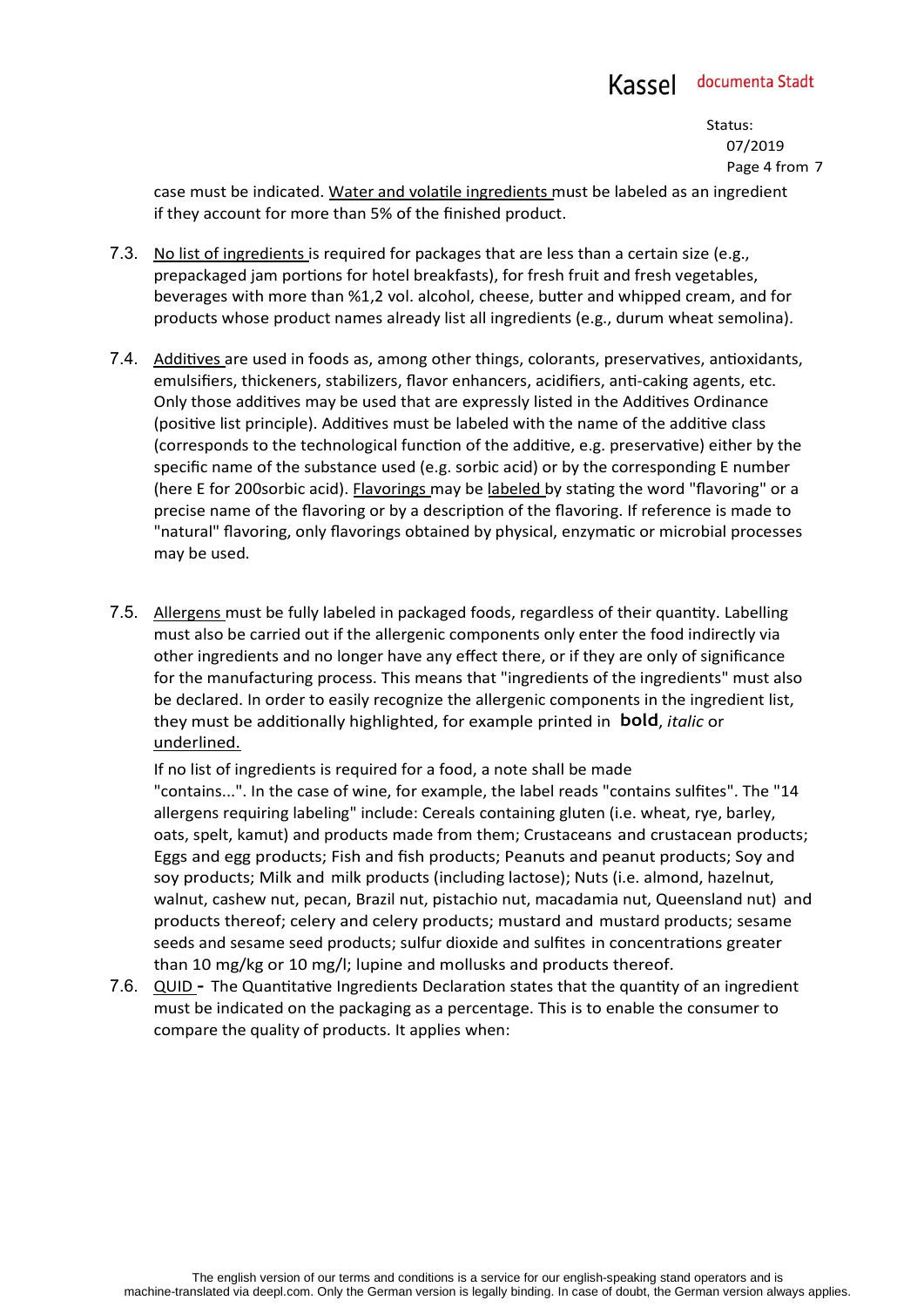case must be indicated. Water and volatile ingredients must be labeled as an ingredient if they account for more than 5% of the finished product.

7.3. No list of ingredients is required for packages that are less than a certain size (e.g., prepackaged jam portions for hotel breakfasts), for fresh fruit and fresh vegetables, beverages with more than %1,2 vol. alcohol, cheese, butter and whipped cream, and for products whose product names already list all ingredients (e.g., durum wheat semolina).

7.4. Additives are used in foods as, among other things, colorants, preservatives, antioxidants, emulsifiers, thickeners, stabilizers, flavor enhancers, acidifiers, anti-caking agents, etc. Only those additives may be used that are expressly listed in the Additives Ordinance (positive list principle). Additives must be labeled with the name of the additive class (corresponds to the technological function of the additive, e.g. preservative) either by the specific name of the substance used (e.g. sorbic acid) or by the corresponding E number (here E for 200sorbic acid). Flavorings may be labeled by stating the word "flavoring" or a precise name of the flavoring or by a description of the flavoring. If reference is made to "natural" flavoring, only flavorings obtained by physical, enzymatic or microbial processes may be used.

7.5. Allergens must be fully labeled in packaged foods, regardless of their quantity. Labelling must also be carried out if the allergenic components only enter the food indirectly via other ingredients and no longer have any effect there, or if they are only of significance for the manufacturing process. This means that "ingredients of the ingredients" must also be declared. In order to easily recognize the allergenic components in the ingredient list, they must be additionally highlighted, for example printed in **bold**, *italic* or underlined.

If no list of ingredients is required for a food, a note shall be made "contains...". In the case of wine, for example, the label reads "contains sulfites". The "14 allergens requiring labeling" include: Cereals containing gluten (i.e. wheat, rye, barley, oats, spelt, kamut) and products made from them; Crustaceans and crustacean products; Eggs and egg products; Fish and fish products; Peanuts and peanut products; Soy and soy products; Milk and milk products (including lactose); Nuts (i.e. almond, hazelnut, walnut, cashew nut, pecan, Brazil nut, pistachio nut, macadamia nut, Queensland nut) and products thereof; celery and celery products; mustard and mustard products; sesame seeds and sesame seed products; sulfur dioxide and sulfites in concentrations greater than 10 mg/kg or 10 mg/l; lupine and mollusks and products thereof.

7.6. QUID - The Quantitative Ingredients Declaration states that the quantity of an ingredient must be indicated on the packaging as a percentage. This is to enable the consumer to compare the quality of products. It applies when: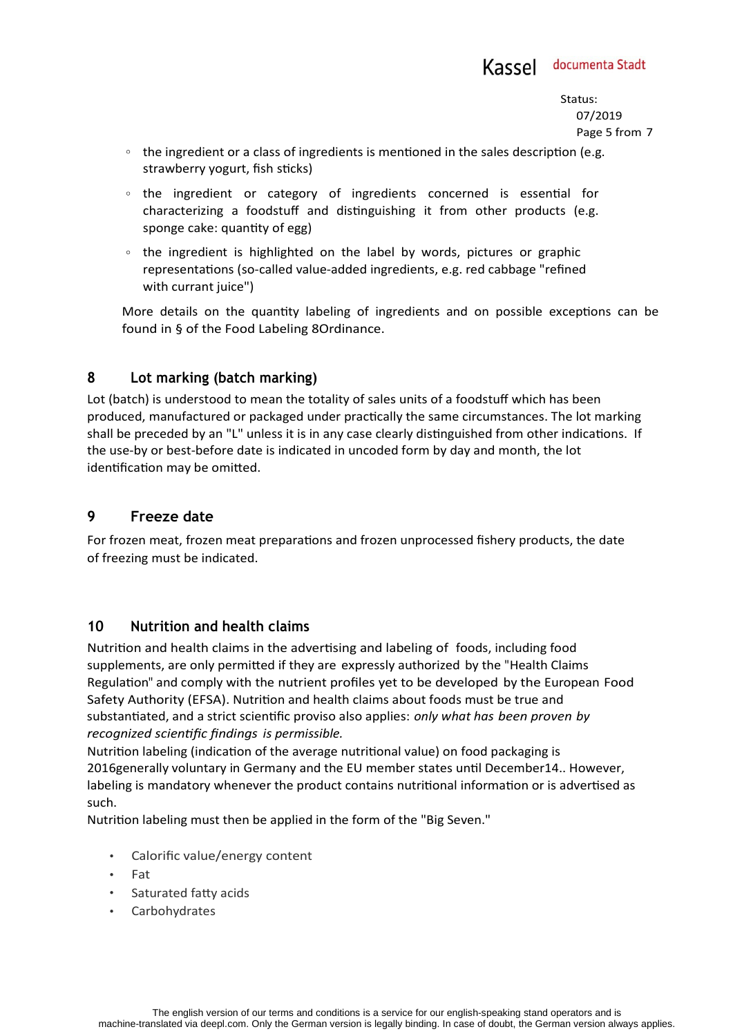- the ingredient or a class of ingredients is mentioned in the sales description (e.g. strawberry yogurt, fish sticks)
- the ingredient or category of ingredients concerned is essential for characterizing a foodstuff and distinguishing it from other products (e.g. sponge cake: quantity of egg)
- the ingredient is highlighted on the label by words, pictures or graphic representations (so-called value-added ingredients, e.g. red cabbage "refined with currant juice")

More details on the quantity labeling of ingredients and on possible exceptions can be found in § of the Food Labeling 8Ordinance.

## 8 Lot marking (batch marking)

Lot (batch) is understood to mean the totality of sales units of a foodstuff which has been produced, manufactured or packaged under practically the same circumstances. The lot marking shall be preceded by an "L" unless it is in any case clearly distinguished from other indications. If the use-by or best-before date is indicated in uncoded form by day and month, the lot identification may be omitted.

## 9 Freeze date

For frozen meat, frozen meat preparations and frozen unprocessed fishery products, the date of freezing must be indicated.

## 10 Nutrition and health claims

Nutrition and health claims in the advertising and labeling of foods, including food supplements, are only permitted if they are expressly authorized by the "Health Claims Regulation" and comply with the nutrient profiles yet to be developed by the European Food Safety Authority (EFSA). Nutrition and health claims about foods must be true and substantiated, and a strict scientific proviso also applies: *only what has been proven by recognized scientific findings is permissible.*

Nutrition labeling (indication of the average nutritional value) on food packaging is 2016generally voluntary in Germany and the EU member states until December14.. However, labeling is mandatory whenever the product contains nutritional information or is advertised as such.

Nutrition labeling must then be applied in the form of the "Big Seven."

- Calorific value/energy content
- Fat
- Saturated fatty acids
- Carbohydrates

The english version of our terms and conditions is a service for our english-speaking stand operators and is machine-translated via deepl.com. Only the German version is legally binding. In case of doubt, the German version always applies.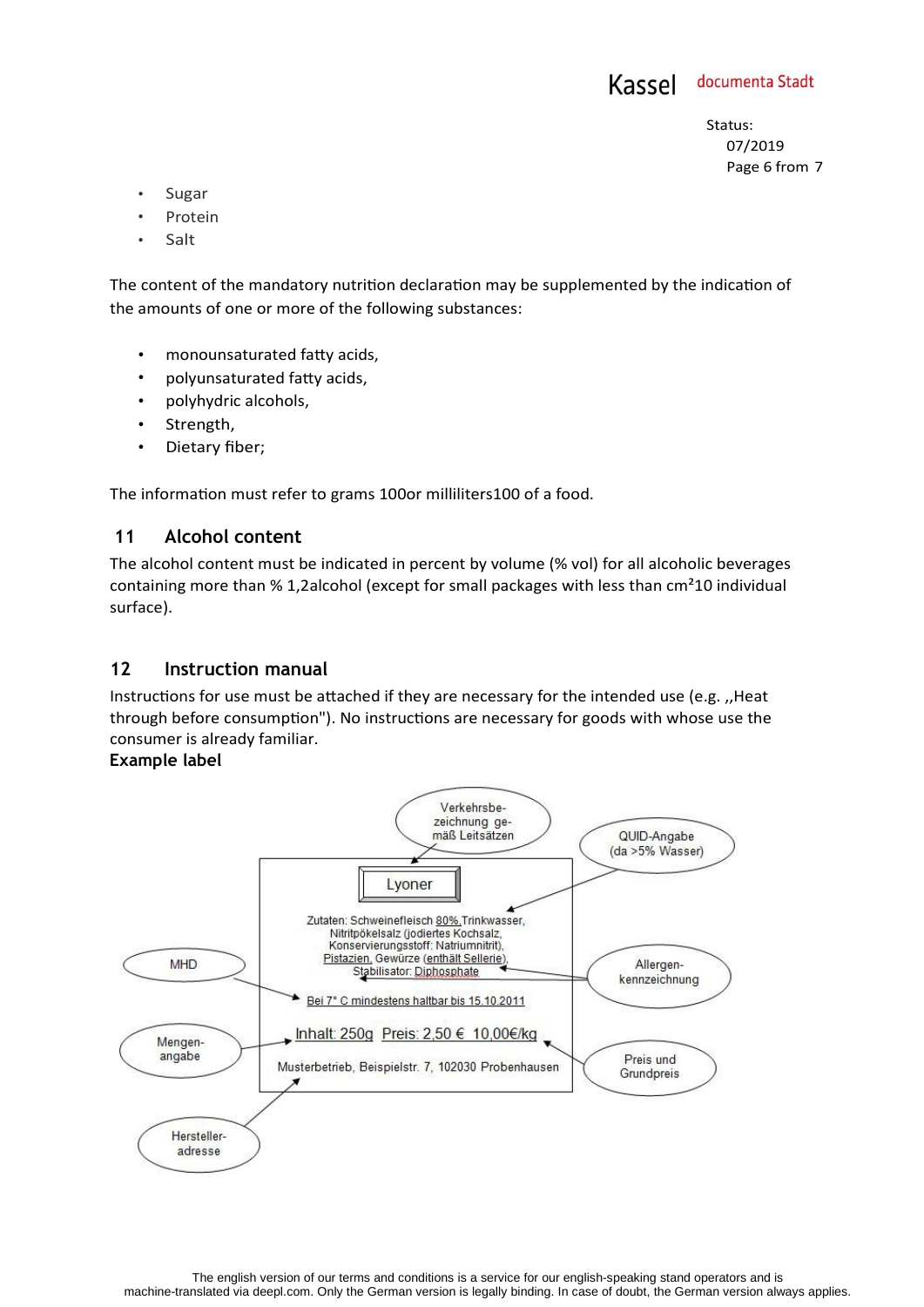- Sugar
- Protein
- Salt

The content of the mandatory nutrition declaration may be supplemented by the indication of the amounts of one or more of the following substances:

- monounsaturated fatty acids,
- polyunsaturated fatty acids,
- polyhydric alcohols,
- Strength,
- Dietary fiber;

The information must refer to grams 100or milliliters100 of a food.

## 11 Alcohol content

The alcohol content must be indicated in percent by volume (% vol) for all alcoholic beverages containing more than % 1,2alcohol (except for small packages with less than $cm^2$10 individual surface).

## 12 Instruction manual

Instructions for use must be attached if they are necessary for the intended use (e.g. ,,Heat through before consumption"). No instructions are necessary for goods with whose use the consumer is already familiar.

**Example label**

Verkehrsbezeichnung gemäß Leitsätzen

QUID-Angabe (da >5% Wasser)

Lyoner

Zutaten: Schweinefleisch 80%,Trinkwasser, Nitritpökelsalz (jodiertes Kochsalz, Konservierungsstoff: Natriumnitrit), Pistazien, Gewürze (enthält Sellerie), Stabilisator: Diphosphate

MHD

Allergenkennzeichnung

Bei 7° C mindestens haltbar bis 15.10.2011

Mengenangabe

Inhalt: 250g Preis: 2,50 € 10,00€/kg

Preis und Grundpreis

Musterbetrieb, Beispielstr. 7, 102030 Probenhausen

Herstelleradresse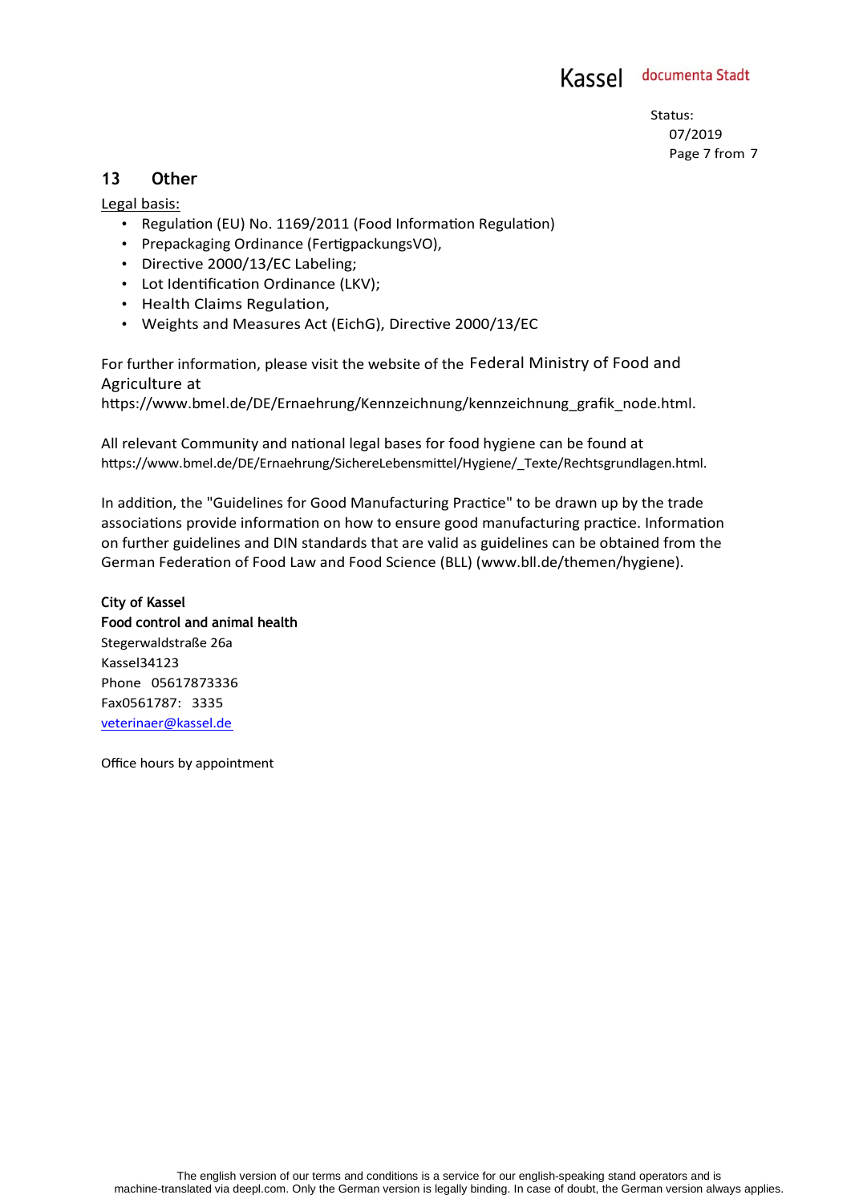## 13 Other

Legal basis:

- Regulation (EU) No. 1169/2011 (Food Information Regulation)
- Prepackaging Ordinance (FertigpackungsVO),
- Directive 2000/13/EC Labeling;
- Lot Identification Ordinance (LKV);
- Health Claims Regulation,
- Weights and Measures Act (EichG), Directive 2000/13/EC

For further information, please visit the website of the Federal Ministry of Food and Agriculture at https://www.bmel.de/DE/Ernaehrung/Kennzeichnung/kennzeichnung_grafik_node.html.

All relevant Community and national legal bases for food hygiene can be found at https://www.bmel.de/DE/Ernaehrung/SichereLebensmittel/Hygiene/_Texte/Rechtsgrundlagen.html.

In addition, the "Guidelines for Good Manufacturing Practice" to be drawn up by the trade associations provide information on how to ensure good manufacturing practice. Information on further guidelines and DIN standards that are valid as guidelines can be obtained from the German Federation of Food Law and Food Science (BLL) (www.bll.de/themen/hygiene).

**City of Kassel**
**Food control and animal health**
Stegerwaldstraße 26a
Kassel34123
Phone 05617873336
Fax0561787: 3335
veterinaer@kassel.de

Office hours by appointment

The english version of our terms and conditions is a service for our english-speaking stand operators and is machine-translated via deepl.com. Only the German version is legally binding. In case of doubt, the German version always applies.